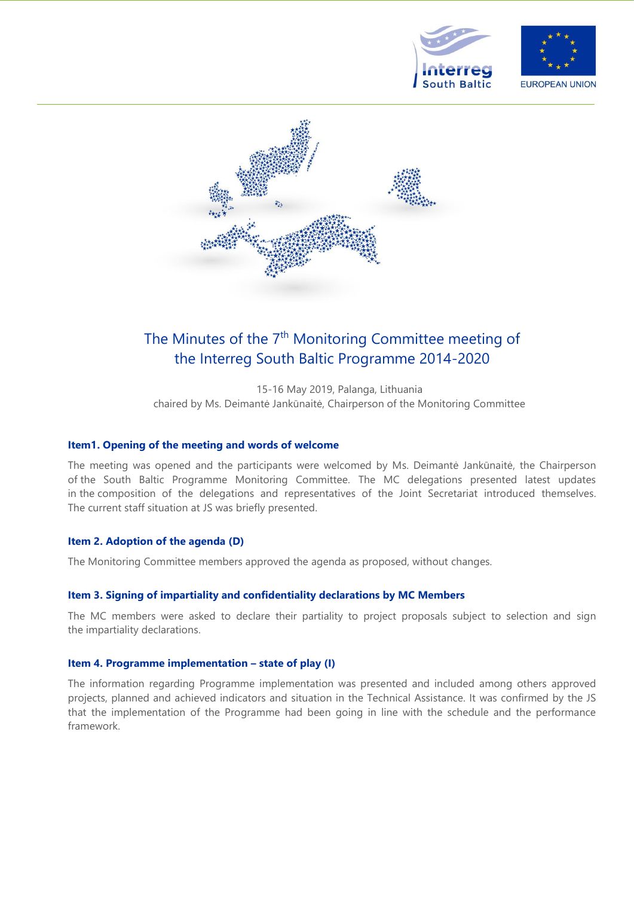# The Minutes of the 7th Monitoring Committee meeting of the Interreg South Baltic Programme 2014-2020

15-16 May 2019, Palanga, Lithuania
chaired by Ms. Deimantė Jankūnaitė, Chairperson of the Monitoring Committee

### Item1. Opening of the meeting and words of welcome

The meeting was opened and the participants were welcomed by Ms. Deimantė Jankūnaitė, the Chairperson of the South Baltic Programme Monitoring Committee. The MC delegations presented latest updates in the composition of the delegations and representatives of the Joint Secretariat introduced themselves. The current staff situation at JS was briefly presented.

### Item 2. Adoption of the agenda (D)

The Monitoring Committee members approved the agenda as proposed, without changes.

### Item 3. Signing of impartiality and confidentiality declarations by MC Members

The MC members were asked to declare their partiality to project proposals subject to selection and sign the impartiality declarations.

### Item 4. Programme implementation – state of play (I)

The information regarding Programme implementation was presented and included among others approved projects, planned and achieved indicators and situation in the Technical Assistance. It was confirmed by the JS that the implementation of the Programme had been going in line with the schedule and the performance framework.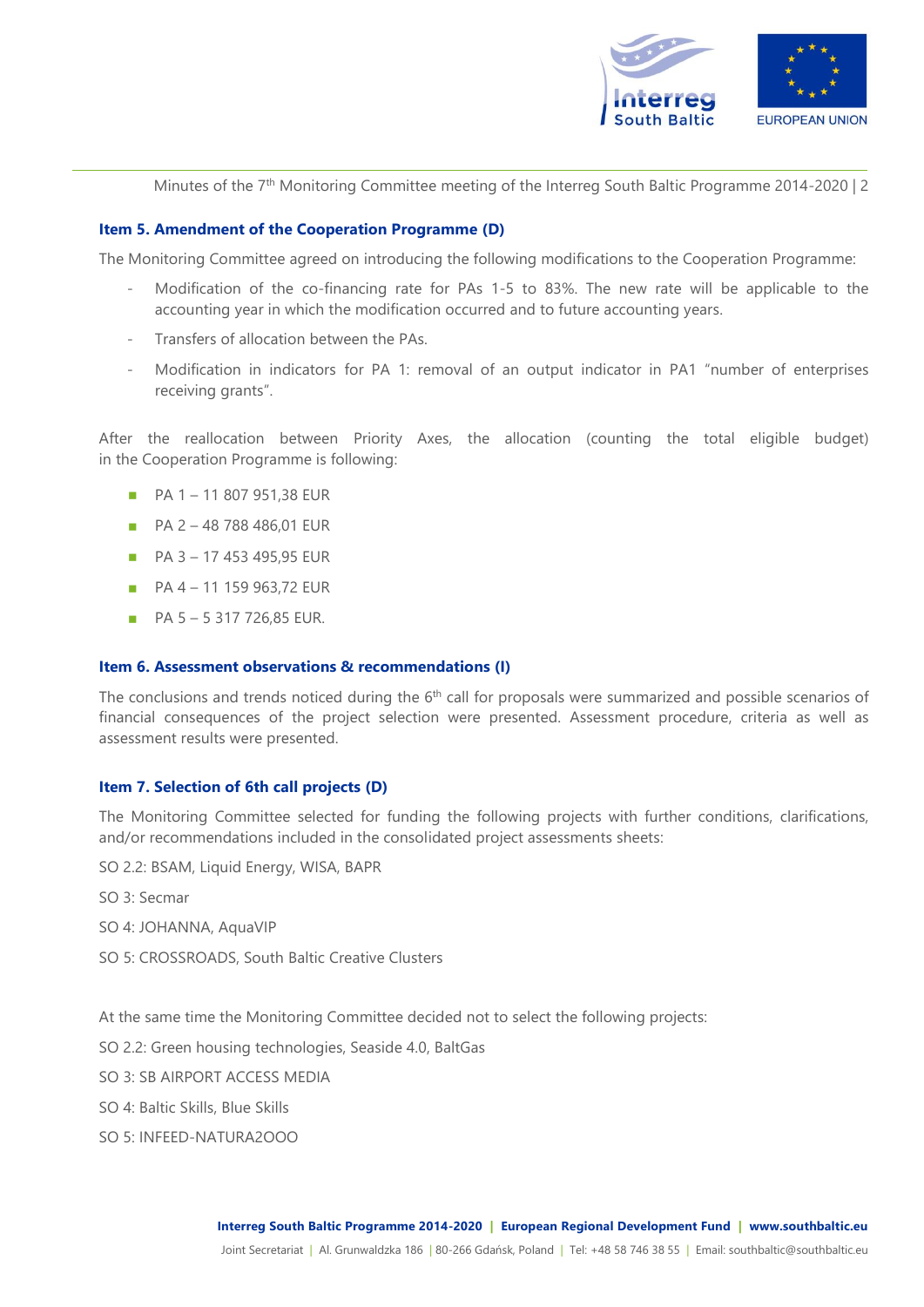### Item 5. Amendment of the Cooperation Programme (D)

The Monitoring Committee agreed on introducing the following modifications to the Cooperation Programme:

- Modification of the co-financing rate for PAs 1-5 to 83%. The new rate will be applicable to the accounting year in which the modification occurred and to future accounting years.
- Transfers of allocation between the PAs.
- Modification in indicators for PA 1: removal of an output indicator in PA1 "number of enterprises receiving grants".

After the reallocation between Priority Axes, the allocation (counting the total eligible budget) in the Cooperation Programme is following:

- PA 1 – 11 807 951,38 EUR
- PA 2 – 48 788 486,01 EUR
- PA 3 – 17 453 495,95 EUR
- PA 4 – 11 159 963,72 EUR
- PA 5 – 5 317 726,85 EUR.

### Item 6. Assessment observations & recommendations (I)

The conclusions and trends noticed during the 6th call for proposals were summarized and possible scenarios of financial consequences of the project selection were presented. Assessment procedure, criteria as well as assessment results were presented.

### Item 7. Selection of 6th call projects (D)

The Monitoring Committee selected for funding the following projects with further conditions, clarifications, and/or recommendations included in the consolidated project assessments sheets:

SO 2.2: BSAM, Liquid Energy, WISA, BAPR

SO 3: Secmar

SO 4: JOHANNA, AquaVIP

SO 5: CROSSROADS, South Baltic Creative Clusters

At the same time the Monitoring Committee decided not to select the following projects:

SO 2.2: Green housing technologies, Seaside 4.0, BaltGas

SO 3: SB AIRPORT ACCESS MEDIA

SO 4: Baltic Skills, Blue Skills

SO 5: INFEED-NATURA2OOO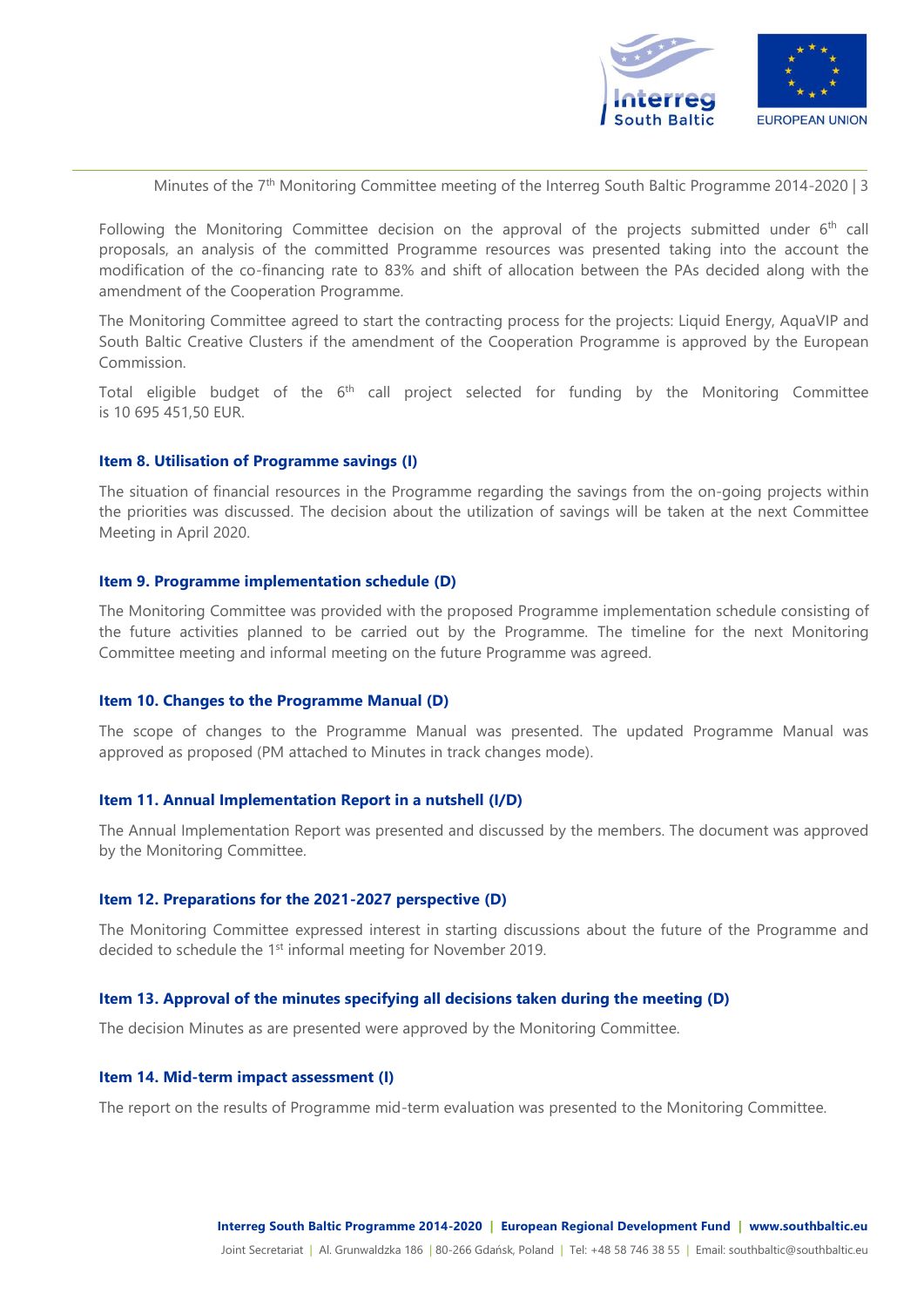Following the Monitoring Committee decision on the approval of the projects submitted under 6th call proposals, an analysis of the committed Programme resources was presented taking into the account the modification of the co-financing rate to 83% and shift of allocation between the PAs decided along with the amendment of the Cooperation Programme.

The Monitoring Committee agreed to start the contracting process for the projects: Liquid Energy, AquaVIP and South Baltic Creative Clusters if the amendment of the Cooperation Programme is approved by the European Commission.

Total eligible budget of the 6th call project selected for funding by the Monitoring Committee is 10 695 451,50 EUR.

### Item 8. Utilisation of Programme savings (I)

The situation of financial resources in the Programme regarding the savings from the on-going projects within the priorities was discussed. The decision about the utilization of savings will be taken at the next Committee Meeting in April 2020.

### Item 9. Programme implementation schedule (D)

The Monitoring Committee was provided with the proposed Programme implementation schedule consisting of the future activities planned to be carried out by the Programme. The timeline for the next Monitoring Committee meeting and informal meeting on the future Programme was agreed.

### Item 10. Changes to the Programme Manual (D)

The scope of changes to the Programme Manual was presented. The updated Programme Manual was approved as proposed (PM attached to Minutes in track changes mode).

### Item 11. Annual Implementation Report in a nutshell (I/D)

The Annual Implementation Report was presented and discussed by the members. The document was approved by the Monitoring Committee.

### Item 12. Preparations for the 2021-2027 perspective (D)

The Monitoring Committee expressed interest in starting discussions about the future of the Programme and decided to schedule the 1st informal meeting for November 2019.

### Item 13. Approval of the minutes specifying all decisions taken during the meeting (D)

The decision Minutes as are presented were approved by the Monitoring Committee.

### Item 14. Mid-term impact assessment (I)

The report on the results of Programme mid-term evaluation was presented to the Monitoring Committee.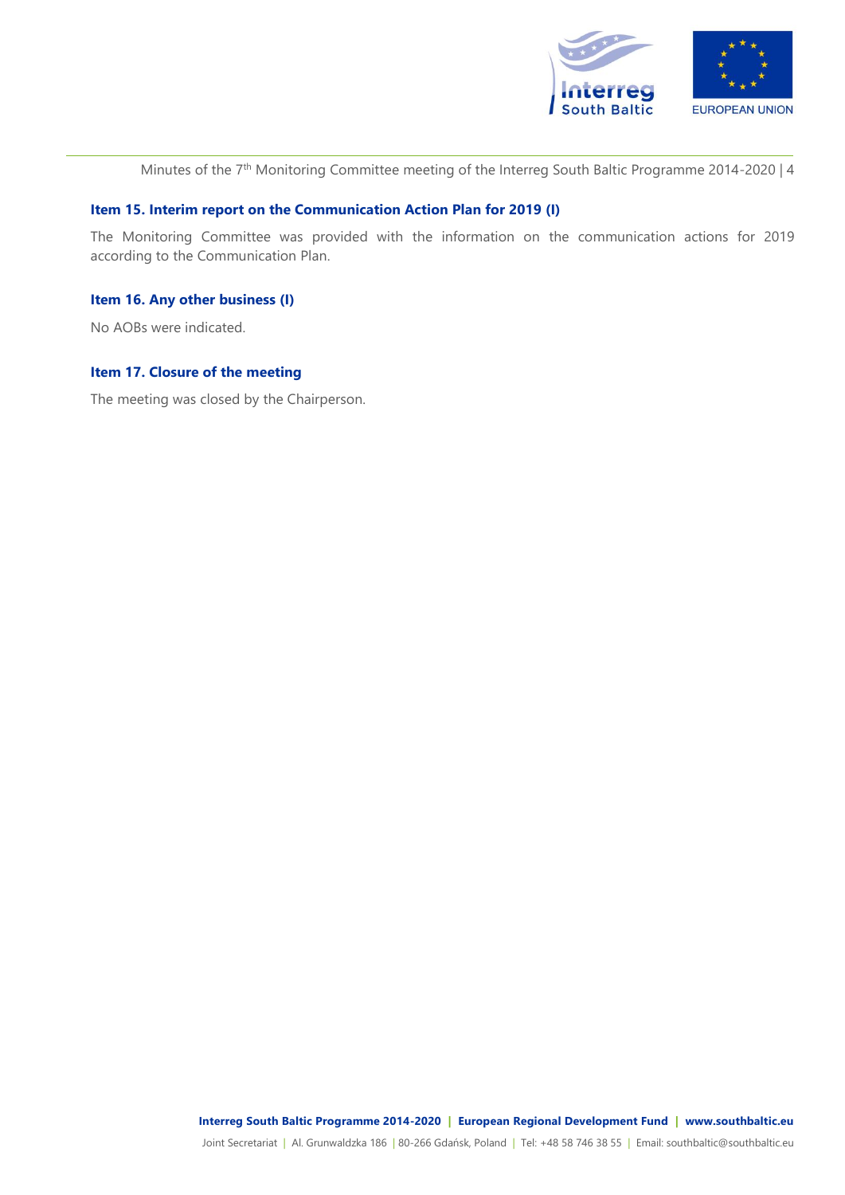### Item 15. Interim report on the Communication Action Plan for 2019 (I)

The Monitoring Committee was provided with the information on the communication actions for 2019 according to the Communication Plan.

### Item 16. Any other business (I)

No AOBs were indicated.

### Item 17. Closure of the meeting

The meeting was closed by the Chairperson.